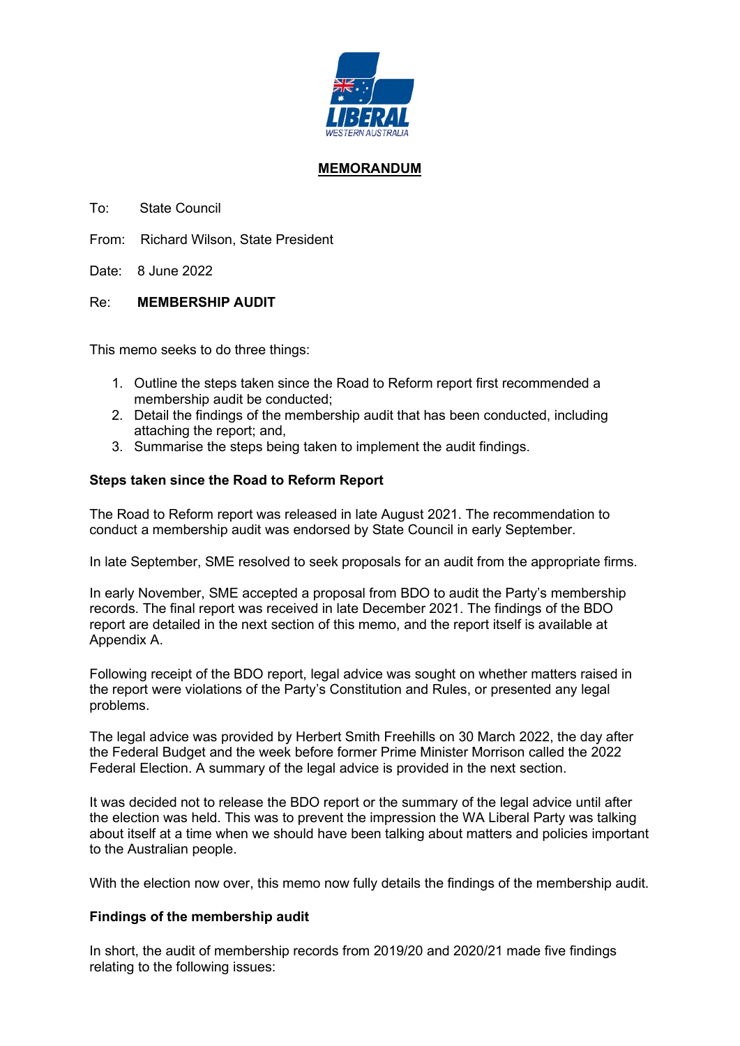# MEMORANDUM

To: State Council

From: Richard Wilson, State President

Date: 8 June 2022

Re: **MEMBERSHIP AUDIT**

This memo seeks to do three things:

1. Outline the steps taken since the Road to Reform report first recommended a membership audit be conducted;
2. Detail the findings of the membership audit that has been conducted, including attaching the report; and,
3. Summarise the steps being taken to implement the audit findings.

**Steps taken since the Road to Reform Report**

The Road to Reform report was released in late August 2021. The recommendation to conduct a membership audit was endorsed by State Council in early September.

In late September, SME resolved to seek proposals for an audit from the appropriate firms.

In early November, SME accepted a proposal from BDO to audit the Party's membership records. The final report was received in late December 2021. The findings of the BDO report are detailed in the next section of this memo, and the report itself is available at Appendix A.

Following receipt of the BDO report, legal advice was sought on whether matters raised in the report were violations of the Party's Constitution and Rules, or presented any legal problems.

The legal advice was provided by Herbert Smith Freehills on 30 March 2022, the day after the Federal Budget and the week before former Prime Minister Morrison called the 2022 Federal Election. A summary of the legal advice is provided in the next section.

It was decided not to release the BDO report or the summary of the legal advice until after the election was held. This was to prevent the impression the WA Liberal Party was talking about itself at a time when we should have been talking about matters and policies important to the Australian people.

With the election now over, this memo now fully details the findings of the membership audit.

**Findings of the membership audit**

In short, the audit of membership records from 2019/20 and 2020/21 made five findings relating to the following issues: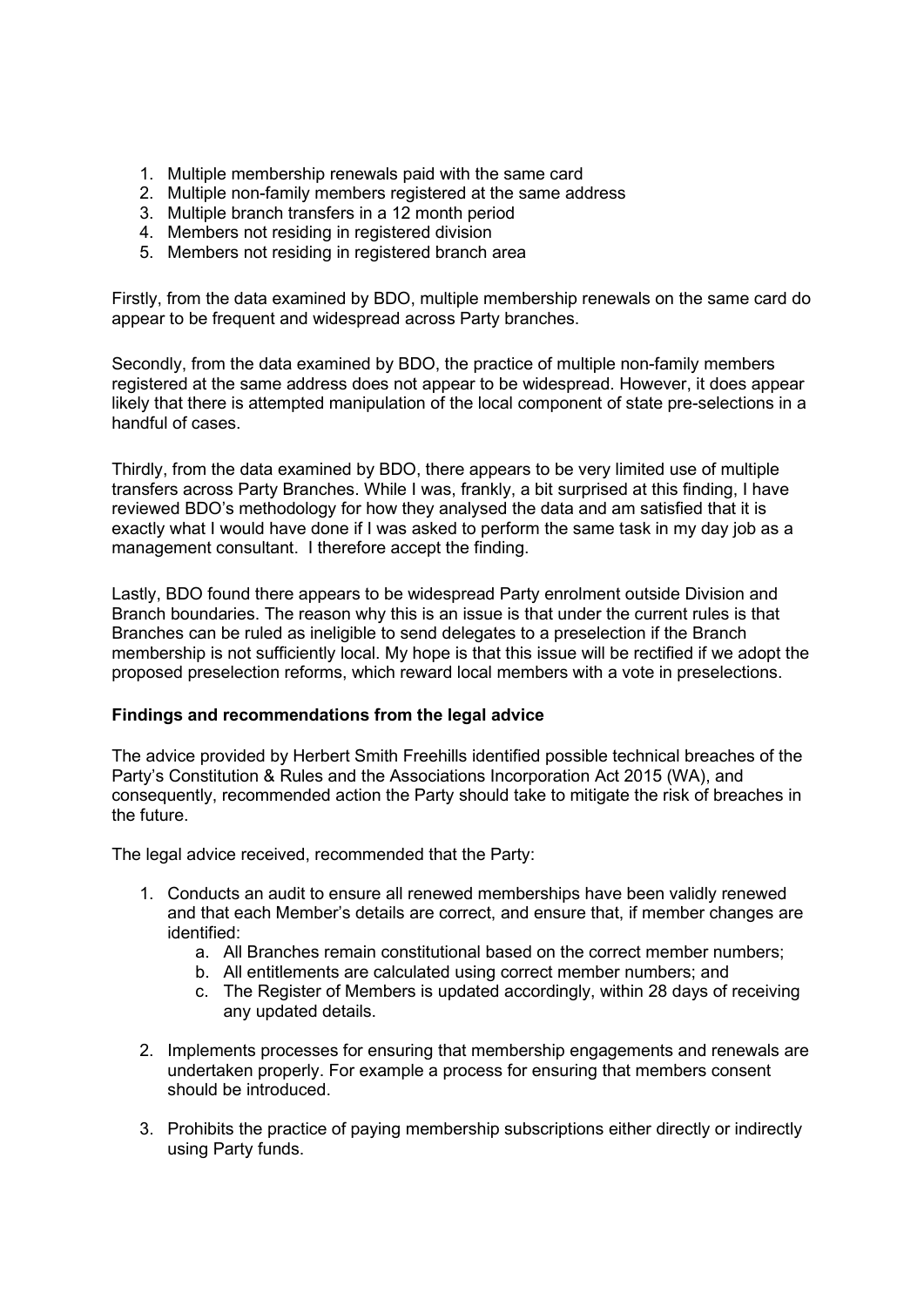1. Multiple membership renewals paid with the same card
2. Multiple non-family members registered at the same address
3. Multiple branch transfers in a 12 month period
4. Members not residing in registered division
5. Members not residing in registered branch area

Firstly, from the data examined by BDO, multiple membership renewals on the same card do appear to be frequent and widespread across Party branches.

Secondly, from the data examined by BDO, the practice of multiple non-family members registered at the same address does not appear to be widespread. However, it does appear likely that there is attempted manipulation of the local component of state pre-selections in a handful of cases.

Thirdly, from the data examined by BDO, there appears to be very limited use of multiple transfers across Party Branches. While I was, frankly, a bit surprised at this finding, I have reviewed BDO's methodology for how they analysed the data and am satisfied that it is exactly what I would have done if I was asked to perform the same task in my day job as a management consultant. I therefore accept the finding.

Lastly, BDO found there appears to be widespread Party enrolment outside Division and Branch boundaries. The reason why this is an issue is that under the current rules is that Branches can be ruled as ineligible to send delegates to a preselection if the Branch membership is not sufficiently local. My hope is that this issue will be rectified if we adopt the proposed preselection reforms, which reward local members with a vote in preselections.

**Findings and recommendations from the legal advice**

The advice provided by Herbert Smith Freehills identified possible technical breaches of the Party's Constitution & Rules and the Associations Incorporation Act 2015 (WA), and consequently, recommended action the Party should take to mitigate the risk of breaches in the future.

The legal advice received, recommended that the Party:

1. Conducts an audit to ensure all renewed memberships have been validly renewed and that each Member's details are correct, and ensure that, if member changes are identified:
    a. All Branches remain constitutional based on the correct member numbers;
    b. All entitlements are calculated using correct member numbers; and
    c. The Register of Members is updated accordingly, within 28 days of receiving any updated details.

2. Implements processes for ensuring that membership engagements and renewals are undertaken properly. For example a process for ensuring that members consent should be introduced.

3. Prohibits the practice of paying membership subscriptions either directly or indirectly using Party funds.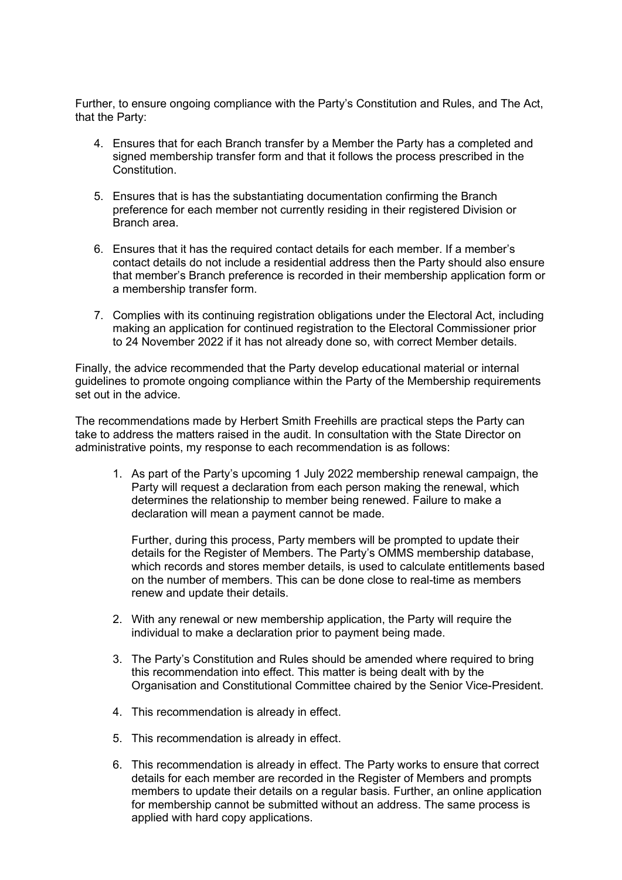Further, to ensure ongoing compliance with the Party's Constitution and Rules, and The Act, that the Party:

4. Ensures that for each Branch transfer by a Member the Party has a completed and signed membership transfer form and that it follows the process prescribed in the Constitution.

5. Ensures that is has the substantiating documentation confirming the Branch preference for each member not currently residing in their registered Division or Branch area.

6. Ensures that it has the required contact details for each member. If a member's contact details do not include a residential address then the Party should also ensure that member's Branch preference is recorded in their membership application form or a membership transfer form.

7. Complies with its continuing registration obligations under the Electoral Act, including making an application for continued registration to the Electoral Commissioner prior to 24 November 2022 if it has not already done so, with correct Member details.

Finally, the advice recommended that the Party develop educational material or internal guidelines to promote ongoing compliance within the Party of the Membership requirements set out in the advice.

The recommendations made by Herbert Smith Freehills are practical steps the Party can take to address the matters raised in the audit. In consultation with the State Director on administrative points, my response to each recommendation is as follows:

1. As part of the Party's upcoming 1 July 2022 membership renewal campaign, the Party will request a declaration from each person making the renewal, which determines the relationship to member being renewed. Failure to make a declaration will mean a payment cannot be made.

   Further, during this process, Party members will be prompted to update their details for the Register of Members. The Party's OMMS membership database, which records and stores member details, is used to calculate entitlements based on the number of members. This can be done close to real-time as members renew and update their details.

2. With any renewal or new membership application, the Party will require the individual to make a declaration prior to payment being made.

3. The Party's Constitution and Rules should be amended where required to bring this recommendation into effect. This matter is being dealt with by the Organisation and Constitutional Committee chaired by the Senior Vice-President.

4. This recommendation is already in effect.

5. This recommendation is already in effect.

6. This recommendation is already in effect. The Party works to ensure that correct details for each member are recorded in the Register of Members and prompts members to update their details on a regular basis. Further, an online application for membership cannot be submitted without an address. The same process is applied with hard copy applications.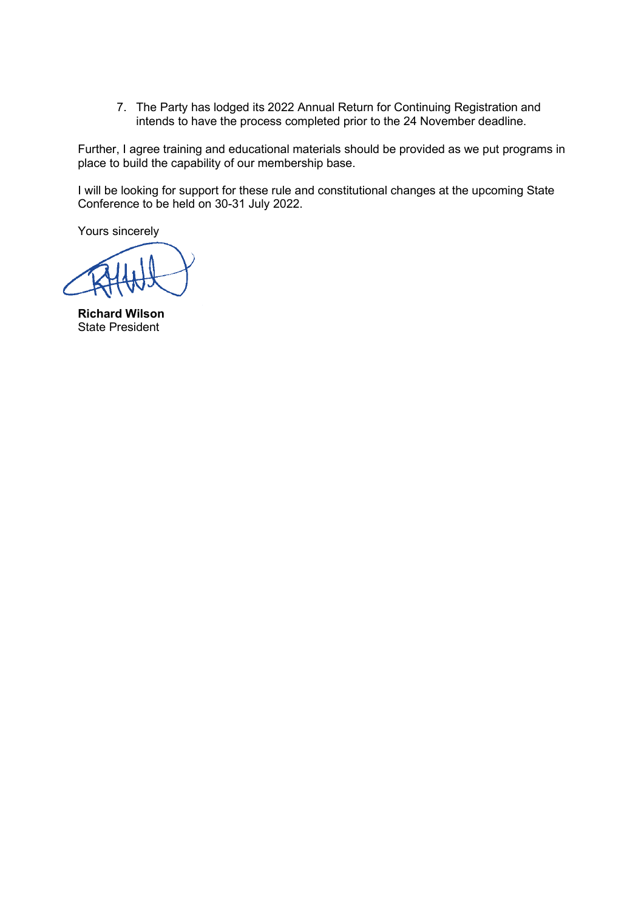7. The Party has lodged its 2022 Annual Return for Continuing Registration and intends to have the process completed prior to the 24 November deadline.

Further, I agree training and educational materials should be provided as we put programs in place to build the capability of our membership base.

I will be looking for support for these rule and constitutional changes at the upcoming State Conference to be held on 30-31 July 2022.

Yours sincerely

**Richard Wilson**
State President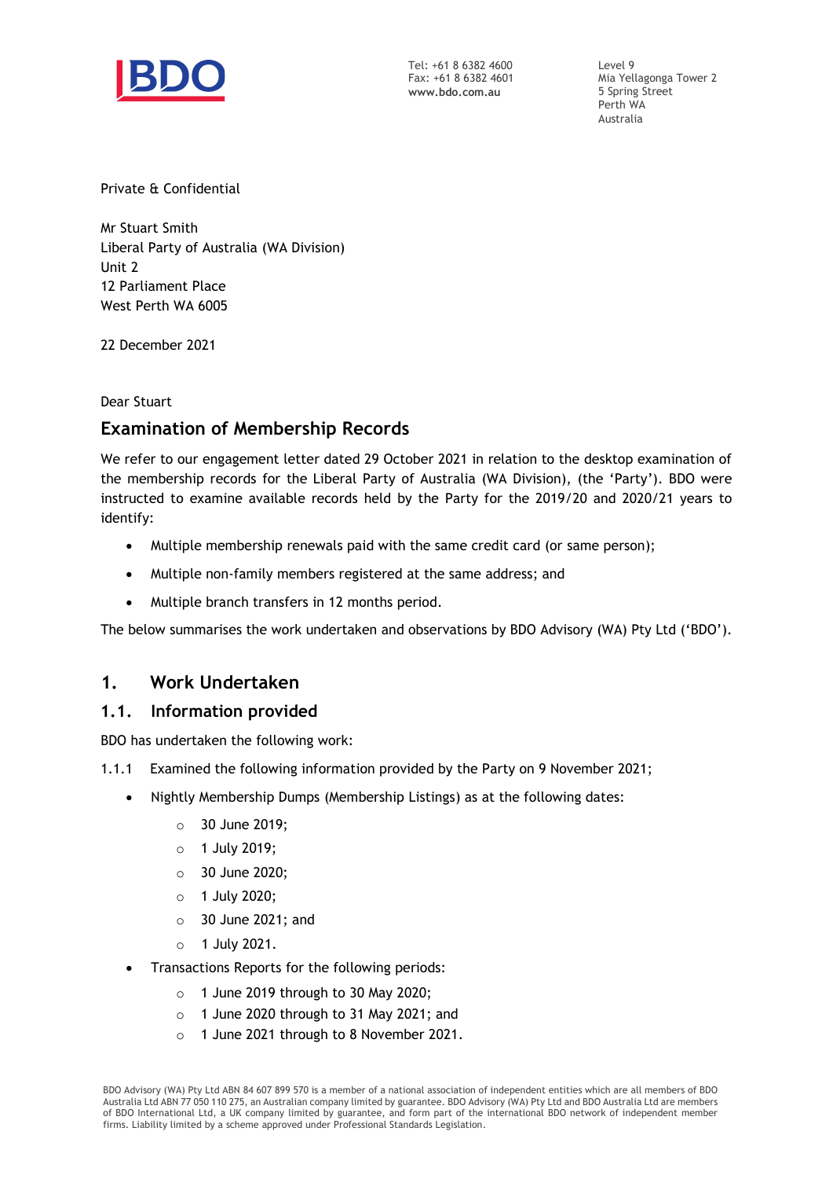Tel: +61 8 6382 4600
Fax: +61 8 6382 4601
www.bdo.com.au

Level 9
Mia Yellagonga Tower 2
5 Spring Street
Perth WA
Australia

Private & Confidential

Mr Stuart Smith
Liberal Party of Australia (WA Division)
Unit 2
12 Parliament Place
West Perth WA 6005

22 December 2021

Dear Stuart

## Examination of Membership Records

We refer to our engagement letter dated 29 October 2021 in relation to the desktop examination of the membership records for the Liberal Party of Australia (WA Division), (the 'Party'). BDO were instructed to examine available records held by the Party for the 2019/20 and 2020/21 years to identify:

- Multiple membership renewals paid with the same credit card (or same person);
- Multiple non-family members registered at the same address; and
- Multiple branch transfers in 12 months period.

The below summarises the work undertaken and observations by BDO Advisory (WA) Pty Ltd ('BDO').

## 1. Work Undertaken

### 1.1. Information provided

BDO has undertaken the following work:

1.1.1 Examined the following information provided by the Party on 9 November 2021;

- Nightly Membership Dumps (Membership Listings) as at the following dates:
  - 30 June 2019;
  - 1 July 2019;
  - 30 June 2020;
  - 1 July 2020;
  - 30 June 2021; and
  - 1 July 2021.
- Transactions Reports for the following periods:
  - 1 June 2019 through to 30 May 2020;
  - 1 June 2020 through to 31 May 2021; and
  - 1 June 2021 through to 8 November 2021.

BDO Advisory (WA) Pty Ltd ABN 84 607 899 570 is a member of a national association of independent entities which are all members of BDO Australia Ltd ABN 77 050 110 275, an Australian company limited by guarantee. BDO Advisory (WA) Pty Ltd and BDO Australia Ltd are members of BDO International Ltd, a UK company limited by guarantee, and form part of the international BDO network of independent member firms. Liability limited by a scheme approved under Professional Standards Legislation.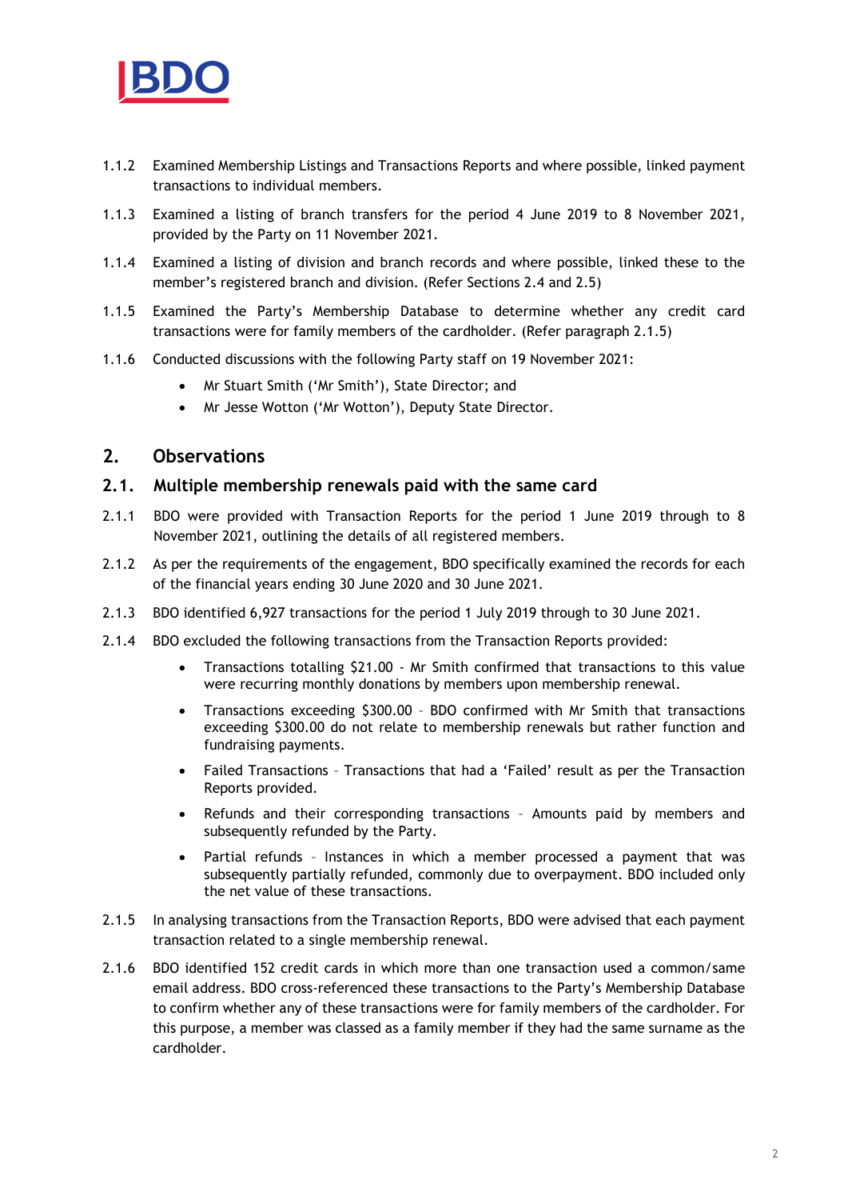1.1.2 Examined Membership Listings and Transactions Reports and where possible, linked payment transactions to individual members.

1.1.3 Examined a listing of branch transfers for the period 4 June 2019 to 8 November 2021, provided by the Party on 11 November 2021.

1.1.4 Examined a listing of division and branch records and where possible, linked these to the member's registered branch and division. (Refer Sections 2.4 and 2.5)

1.1.5 Examined the Party's Membership Database to determine whether any credit card transactions were for family members of the cardholder. (Refer paragraph 2.1.5)

1.1.6 Conducted discussions with the following Party staff on 19 November 2021:

- Mr Stuart Smith ('Mr Smith'), State Director; and
- Mr Jesse Wotton ('Mr Wotton'), Deputy State Director.

## 2. Observations

### 2.1. Multiple membership renewals paid with the same card

2.1.1 BDO were provided with Transaction Reports for the period 1 June 2019 through to 8 November 2021, outlining the details of all registered members.

2.1.2 As per the requirements of the engagement, BDO specifically examined the records for each of the financial years ending 30 June 2020 and 30 June 2021.

2.1.3 BDO identified 6,927 transactions for the period 1 July 2019 through to 30 June 2021.

2.1.4 BDO excluded the following transactions from the Transaction Reports provided:

- Transactions totalling $21.00 - Mr Smith confirmed that transactions to this value were recurring monthly donations by members upon membership renewal.
- Transactions exceeding $300.00 – BDO confirmed with Mr Smith that transactions exceeding $300.00 do not relate to membership renewals but rather function and fundraising payments.
- Failed Transactions – Transactions that had a 'Failed' result as per the Transaction Reports provided.
- Refunds and their corresponding transactions – Amounts paid by members and subsequently refunded by the Party.
- Partial refunds – Instances in which a member processed a payment that was subsequently partially refunded, commonly due to overpayment. BDO included only the net value of these transactions.

2.1.5 In analysing transactions from the Transaction Reports, BDO were advised that each payment transaction related to a single membership renewal.

2.1.6 BDO identified 152 credit cards in which more than one transaction used a common/same email address. BDO cross-referenced these transactions to the Party's Membership Database to confirm whether any of these transactions were for family members of the cardholder. For this purpose, a member was classed as a family member if they had the same surname as the cardholder.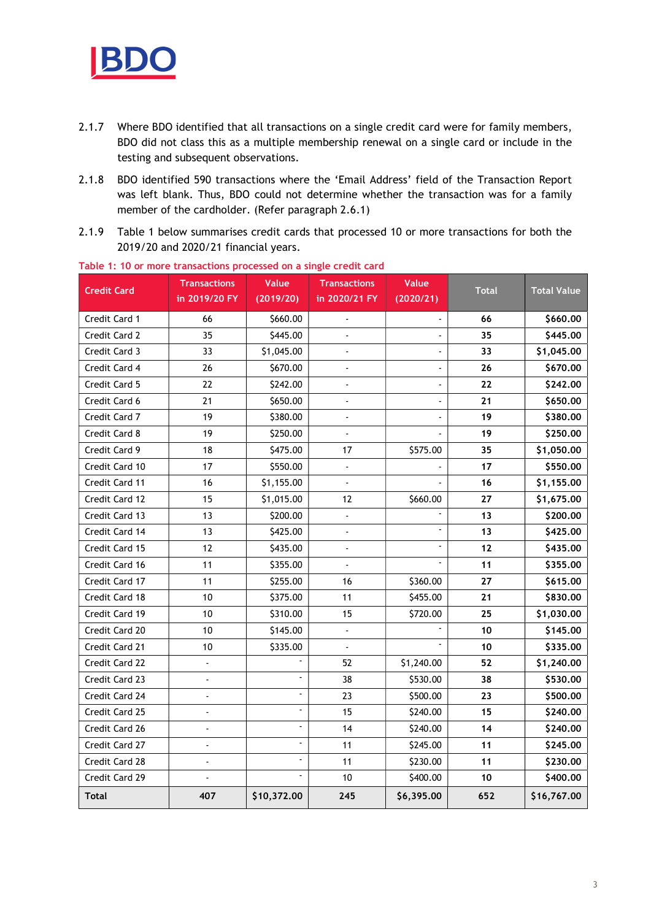2.1.7 Where BDO identified that all transactions on a single credit card were for family members, BDO did not class this as a multiple membership renewal on a single card or include in the testing and subsequent observations.

2.1.8 BDO identified 590 transactions where the 'Email Address' field of the Transaction Report was left blank. Thus, BDO could not determine whether the transaction was for a family member of the cardholder. (Refer paragraph 2.6.1)

2.1.9 Table 1 below summarises credit cards that processed 10 or more transactions for both the 2019/20 and 2020/21 financial years.

Table 1: 10 or more transactions processed on a single credit card

| Credit Card | Transactions in 2019/20 FY | Value (2019/20) | Transactions in 2020/21 FY | Value (2020/21) | Total | Total Value |
|---|---|---|---|---|---|---|
| Credit Card 1 | 66 | $660.00 | - | - | **66** | **$660.00** |
| Credit Card 2 | 35 | $445.00 | - | - | **35** | **$445.00** |
| Credit Card 3 | 33 | $1,045.00 | - | - | **33** | **$1,045.00** |
| Credit Card 4 | 26 | $670.00 | - | - | **26** | **$670.00** |
| Credit Card 5 | 22 | $242.00 | - | - | **22** | **$242.00** |
| Credit Card 6 | 21 | $650.00 | - | - | **21** | **$650.00** |
| Credit Card 7 | 19 | $380.00 | - | - | **19** | **$380.00** |
| Credit Card 8 | 19 | $250.00 | - | - | **19** | **$250.00** |
| Credit Card 9 | 18 | $475.00 | 17 | $575.00 | **35** | **$1,050.00** |
| Credit Card 10 | 17 | $550.00 | - | - | **17** | **$550.00** |
| Credit Card 11 | 16 | $1,155.00 | - | - | **16** | **$1,155.00** |
| Credit Card 12 | 15 | $1,015.00 | 12 | $660.00 | **27** | **$1,675.00** |
| Credit Card 13 | 13 | $200.00 | - | - | **13** | **$200.00** |
| Credit Card 14 | 13 | $425.00 | - | - | **13** | **$425.00** |
| Credit Card 15 | 12 | $435.00 | - | - | **12** | **$435.00** |
| Credit Card 16 | 11 | $355.00 | - | - | **11** | **$355.00** |
| Credit Card 17 | 11 | $255.00 | 16 | $360.00 | **27** | **$615.00** |
| Credit Card 18 | 10 | $375.00 | 11 | $455.00 | **21** | **$830.00** |
| Credit Card 19 | 10 | $310.00 | 15 | $720.00 | **25** | **$1,030.00** |
| Credit Card 20 | 10 | $145.00 | - | - | **10** | **$145.00** |
| Credit Card 21 | 10 | $335.00 | - | - | **10** | **$335.00** |
| Credit Card 22 | - | - | 52 | $1,240.00 | **52** | **$1,240.00** |
| Credit Card 23 | - | - | 38 | $530.00 | **38** | **$530.00** |
| Credit Card 24 | - | - | 23 | $500.00 | **23** | **$500.00** |
| Credit Card 25 | - | - | 15 | $240.00 | **15** | **$240.00** |
| Credit Card 26 | - | - | 14 | $240.00 | **14** | **$240.00** |
| Credit Card 27 | - | - | 11 | $245.00 | **11** | **$245.00** |
| Credit Card 28 | - | - | 11 | $230.00 | **11** | **$230.00** |
| Credit Card 29 | - | - | 10 | $400.00 | **10** | **$400.00** |
| **Total** | **407** | **$10,372.00** | **245** | **$6,395.00** | **652** | **$16,767.00** |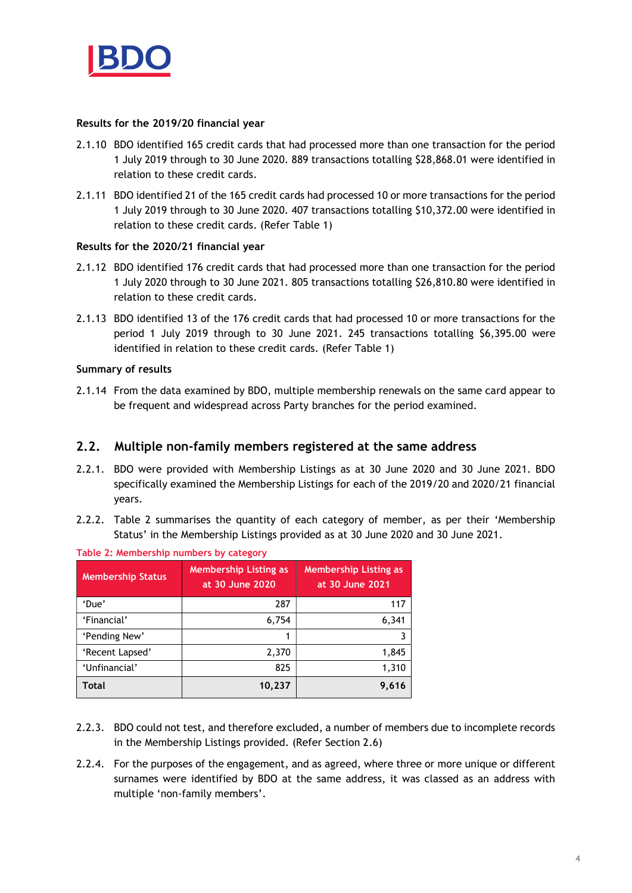**Results for the 2019/20 financial year**

2.1.10 BDO identified 165 credit cards that had processed more than one transaction for the period 1 July 2019 through to 30 June 2020. 889 transactions totalling $28,868.01 were identified in relation to these credit cards.

2.1.11 BDO identified 21 of the 165 credit cards had processed 10 or more transactions for the period 1 July 2019 through to 30 June 2020. 407 transactions totalling $10,372.00 were identified in relation to these credit cards. (Refer Table 1)

**Results for the 2020/21 financial year**

2.1.12 BDO identified 176 credit cards that had processed more than one transaction for the period 1 July 2020 through to 30 June 2021. 805 transactions totalling $26,810.80 were identified in relation to these credit cards.

2.1.13 BDO identified 13 of the 176 credit cards that had processed 10 or more transactions for the period 1 July 2019 through to 30 June 2021. 245 transactions totalling $6,395.00 were identified in relation to these credit cards. (Refer Table 1)

**Summary of results**

2.1.14 From the data examined by BDO, multiple membership renewals on the same card appear to be frequent and widespread across Party branches for the period examined.

## 2.2. Multiple non-family members registered at the same address

2.2.1. BDO were provided with Membership Listings as at 30 June 2020 and 30 June 2021. BDO specifically examined the Membership Listings for each of the 2019/20 and 2020/21 financial years.

2.2.2. Table 2 summarises the quantity of each category of member, as per their 'Membership Status' in the Membership Listings provided as at 30 June 2020 and 30 June 2021.

Table 2: Membership numbers by category

| Membership Status | Membership Listing as at 30 June 2020 | Membership Listing as at 30 June 2021 |
|---|---|---|
| 'Due' | 287 | 117 |
| 'Financial' | 6,754 | 6,341 |
| 'Pending New' | 1 | 3 |
| 'Recent Lapsed' | 2,370 | 1,845 |
| 'Unfinancial' | 825 | 1,310 |
| **Total** | **10,237** | **9,616** |

2.2.3. BDO could not test, and therefore excluded, a number of members due to incomplete records in the Membership Listings provided. (Refer Section 2.6)

2.2.4. For the purposes of the engagement, and as agreed, where three or more unique or different surnames were identified by BDO at the same address, it was classed as an address with multiple 'non-family members'.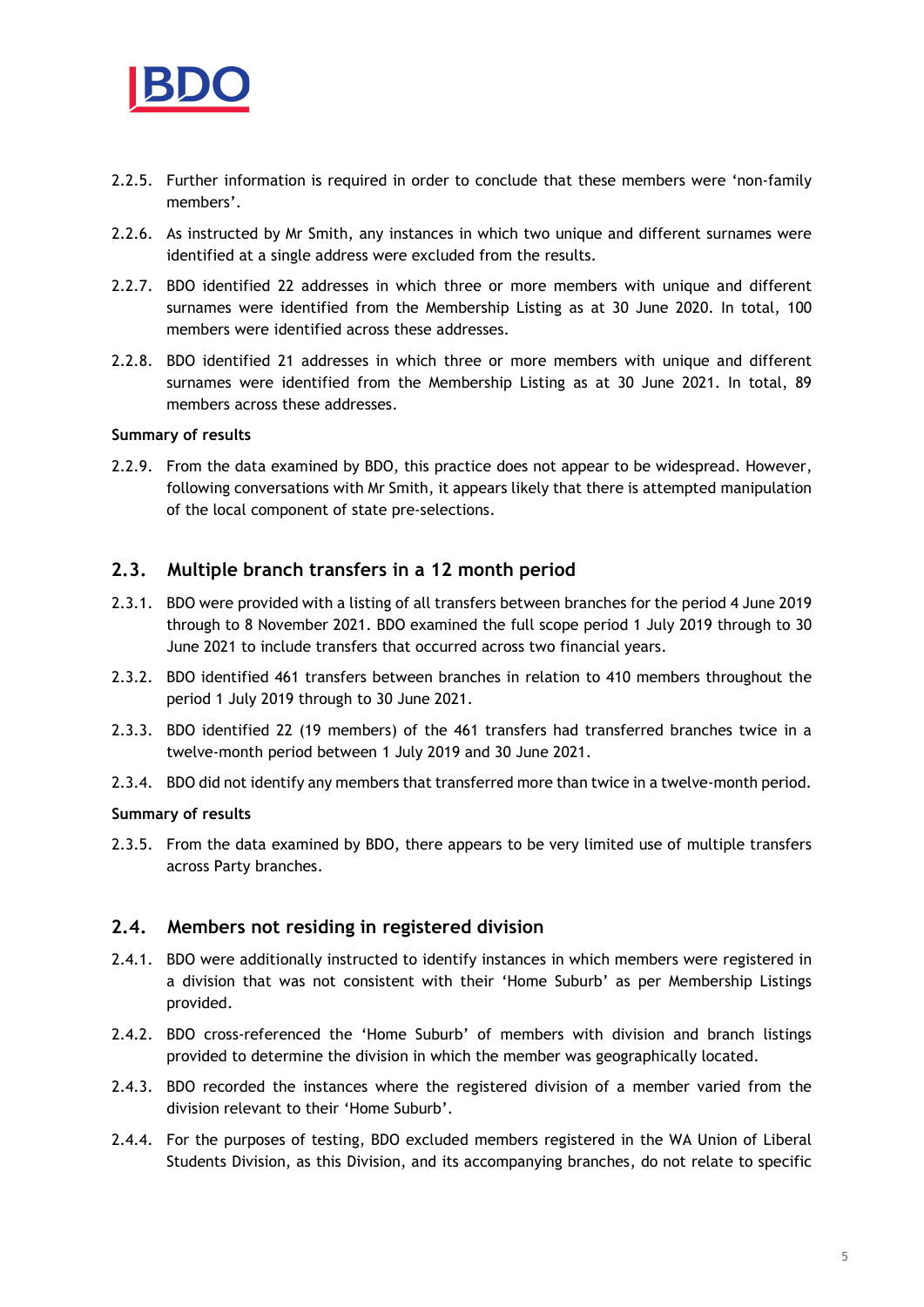2.2.5. Further information is required in order to conclude that these members were 'non-family members'.

2.2.6. As instructed by Mr Smith, any instances in which two unique and different surnames were identified at a single address were excluded from the results.

2.2.7. BDO identified 22 addresses in which three or more members with unique and different surnames were identified from the Membership Listing as at 30 June 2020. In total, 100 members were identified across these addresses.

2.2.8. BDO identified 21 addresses in which three or more members with unique and different surnames were identified from the Membership Listing as at 30 June 2021. In total, 89 members across these addresses.

**Summary of results**

2.2.9. From the data examined by BDO, this practice does not appear to be widespread. However, following conversations with Mr Smith, it appears likely that there is attempted manipulation of the local component of state pre-selections.

## 2.3. Multiple branch transfers in a 12 month period

2.3.1. BDO were provided with a listing of all transfers between branches for the period 4 June 2019 through to 8 November 2021. BDO examined the full scope period 1 July 2019 through to 30 June 2021 to include transfers that occurred across two financial years.

2.3.2. BDO identified 461 transfers between branches in relation to 410 members throughout the period 1 July 2019 through to 30 June 2021.

2.3.3. BDO identified 22 (19 members) of the 461 transfers had transferred branches twice in a twelve-month period between 1 July 2019 and 30 June 2021.

2.3.4. BDO did not identify any members that transferred more than twice in a twelve-month period.

**Summary of results**

2.3.5. From the data examined by BDO, there appears to be very limited use of multiple transfers across Party branches.

## 2.4. Members not residing in registered division

2.4.1. BDO were additionally instructed to identify instances in which members were registered in a division that was not consistent with their 'Home Suburb' as per Membership Listings provided.

2.4.2. BDO cross-referenced the 'Home Suburb' of members with division and branch listings provided to determine the division in which the member was geographically located.

2.4.3. BDO recorded the instances where the registered division of a member varied from the division relevant to their 'Home Suburb'.

2.4.4. For the purposes of testing, BDO excluded members registered in the WA Union of Liberal Students Division, as this Division, and its accompanying branches, do not relate to specific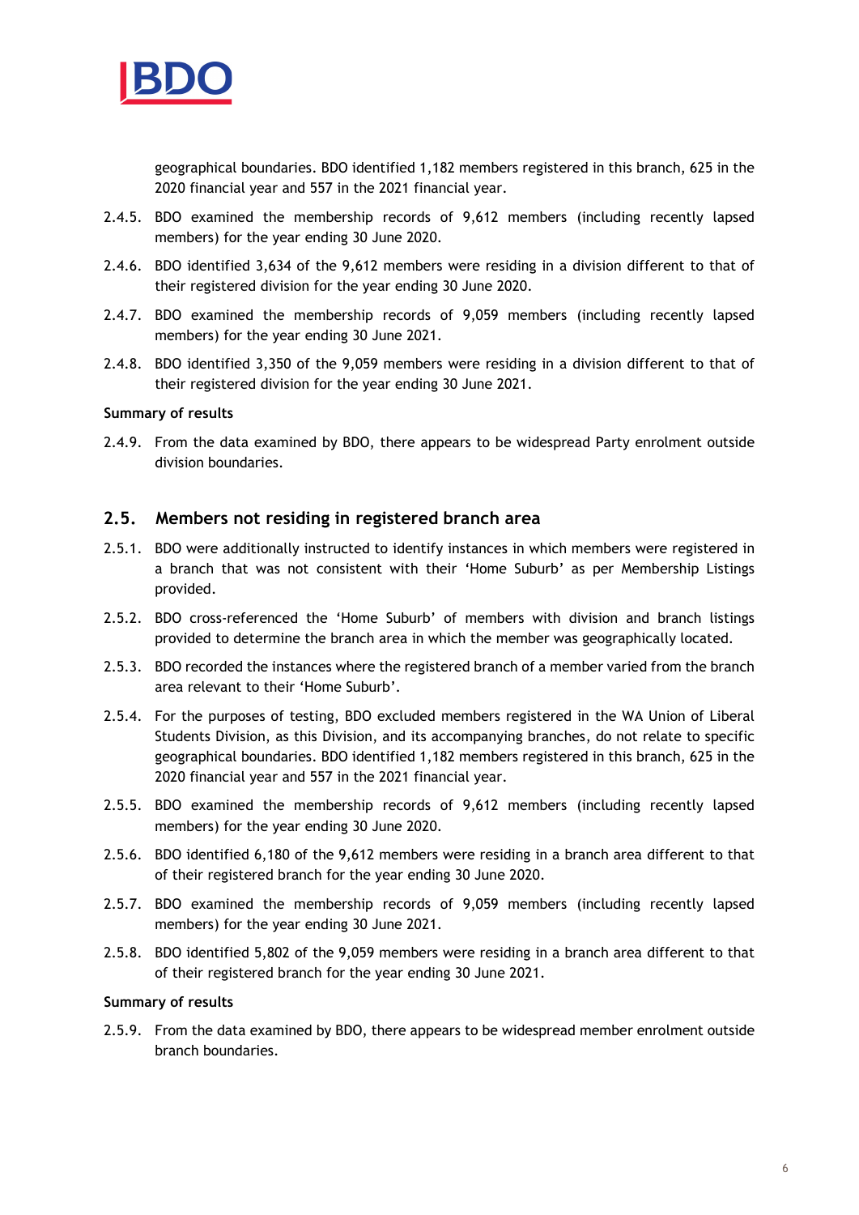geographical boundaries. BDO identified 1,182 members registered in this branch, 625 in the 2020 financial year and 557 in the 2021 financial year.

2.4.5. BDO examined the membership records of 9,612 members (including recently lapsed members) for the year ending 30 June 2020.

2.4.6. BDO identified 3,634 of the 9,612 members were residing in a division different to that of their registered division for the year ending 30 June 2020.

2.4.7. BDO examined the membership records of 9,059 members (including recently lapsed members) for the year ending 30 June 2021.

2.4.8. BDO identified 3,350 of the 9,059 members were residing in a division different to that of their registered division for the year ending 30 June 2021.

**Summary of results**

2.4.9. From the data examined by BDO, there appears to be widespread Party enrolment outside division boundaries.

## 2.5. Members not residing in registered branch area

2.5.1. BDO were additionally instructed to identify instances in which members were registered in a branch that was not consistent with their 'Home Suburb' as per Membership Listings provided.

2.5.2. BDO cross-referenced the 'Home Suburb' of members with division and branch listings provided to determine the branch area in which the member was geographically located.

2.5.3. BDO recorded the instances where the registered branch of a member varied from the branch area relevant to their 'Home Suburb'.

2.5.4. For the purposes of testing, BDO excluded members registered in the WA Union of Liberal Students Division, as this Division, and its accompanying branches, do not relate to specific geographical boundaries. BDO identified 1,182 members registered in this branch, 625 in the 2020 financial year and 557 in the 2021 financial year.

2.5.5. BDO examined the membership records of 9,612 members (including recently lapsed members) for the year ending 30 June 2020.

2.5.6. BDO identified 6,180 of the 9,612 members were residing in a branch area different to that of their registered branch for the year ending 30 June 2020.

2.5.7. BDO examined the membership records of 9,059 members (including recently lapsed members) for the year ending 30 June 2021.

2.5.8. BDO identified 5,802 of the 9,059 members were residing in a branch area different to that of their registered branch for the year ending 30 June 2021.

**Summary of results**

2.5.9. From the data examined by BDO, there appears to be widespread member enrolment outside branch boundaries.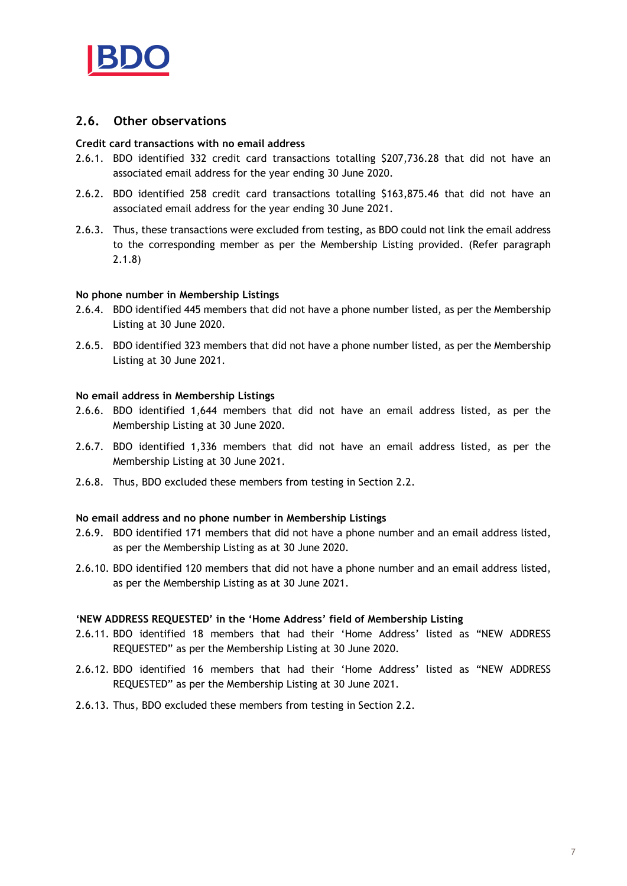## 2.6. Other observations

**Credit card transactions with no email address**

2.6.1. BDO identified 332 credit card transactions totalling $207,736.28 that did not have an associated email address for the year ending 30 June 2020.

2.6.2. BDO identified 258 credit card transactions totalling $163,875.46 that did not have an associated email address for the year ending 30 June 2021.

2.6.3. Thus, these transactions were excluded from testing, as BDO could not link the email address to the corresponding member as per the Membership Listing provided. (Refer paragraph 2.1.8)

**No phone number in Membership Listings**

2.6.4. BDO identified 445 members that did not have a phone number listed, as per the Membership Listing at 30 June 2020.

2.6.5. BDO identified 323 members that did not have a phone number listed, as per the Membership Listing at 30 June 2021.

**No email address in Membership Listings**

2.6.6. BDO identified 1,644 members that did not have an email address listed, as per the Membership Listing at 30 June 2020.

2.6.7. BDO identified 1,336 members that did not have an email address listed, as per the Membership Listing at 30 June 2021.

2.6.8. Thus, BDO excluded these members from testing in Section 2.2.

**No email address and no phone number in Membership Listings**

2.6.9. BDO identified 171 members that did not have a phone number and an email address listed, as per the Membership Listing as at 30 June 2020.

2.6.10. BDO identified 120 members that did not have a phone number and an email address listed, as per the Membership Listing as at 30 June 2021.

**'NEW ADDRESS REQUESTED' in the 'Home Address' field of Membership Listing**

2.6.11. BDO identified 18 members that had their 'Home Address' listed as "NEW ADDRESS REQUESTED" as per the Membership Listing at 30 June 2020.

2.6.12. BDO identified 16 members that had their 'Home Address' listed as "NEW ADDRESS REQUESTED" as per the Membership Listing at 30 June 2021.

2.6.13. Thus, BDO excluded these members from testing in Section 2.2.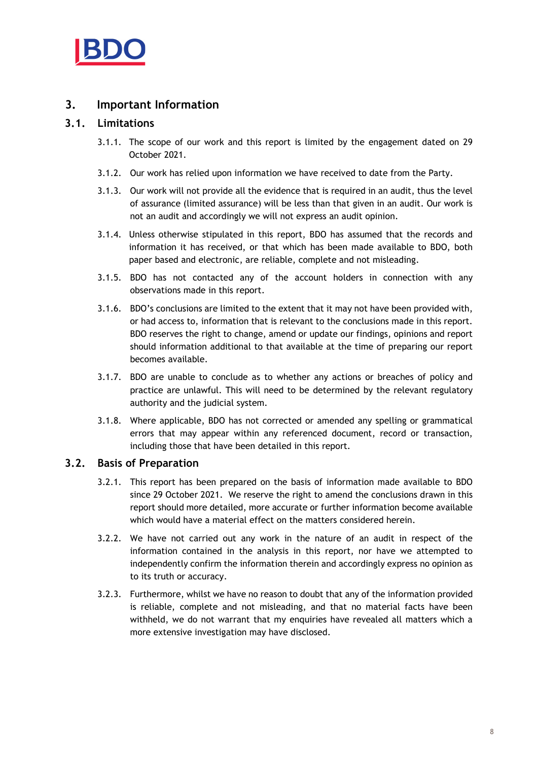## 3. Important Information

### 3.1. Limitations

3.1.1. The scope of our work and this report is limited by the engagement dated on 29 October 2021.

3.1.2. Our work has relied upon information we have received to date from the Party.

3.1.3. Our work will not provide all the evidence that is required in an audit, thus the level of assurance (limited assurance) will be less than that given in an audit. Our work is not an audit and accordingly we will not express an audit opinion.

3.1.4. Unless otherwise stipulated in this report, BDO has assumed that the records and information it has received, or that which has been made available to BDO, both paper based and electronic, are reliable, complete and not misleading.

3.1.5. BDO has not contacted any of the account holders in connection with any observations made in this report.

3.1.6. BDO's conclusions are limited to the extent that it may not have been provided with, or had access to, information that is relevant to the conclusions made in this report. BDO reserves the right to change, amend or update our findings, opinions and report should information additional to that available at the time of preparing our report becomes available.

3.1.7. BDO are unable to conclude as to whether any actions or breaches of policy and practice are unlawful. This will need to be determined by the relevant regulatory authority and the judicial system.

3.1.8. Where applicable, BDO has not corrected or amended any spelling or grammatical errors that may appear within any referenced document, record or transaction, including those that have been detailed in this report.

### 3.2. Basis of Preparation

3.2.1. This report has been prepared on the basis of information made available to BDO since 29 October 2021. We reserve the right to amend the conclusions drawn in this report should more detailed, more accurate or further information become available which would have a material effect on the matters considered herein.

3.2.2. We have not carried out any work in the nature of an audit in respect of the information contained in the analysis in this report, nor have we attempted to independently confirm the information therein and accordingly express no opinion as to its truth or accuracy.

3.2.3. Furthermore, whilst we have no reason to doubt that any of the information provided is reliable, complete and not misleading, and that no material facts have been withheld, we do not warrant that my enquiries have revealed all matters which a more extensive investigation may have disclosed.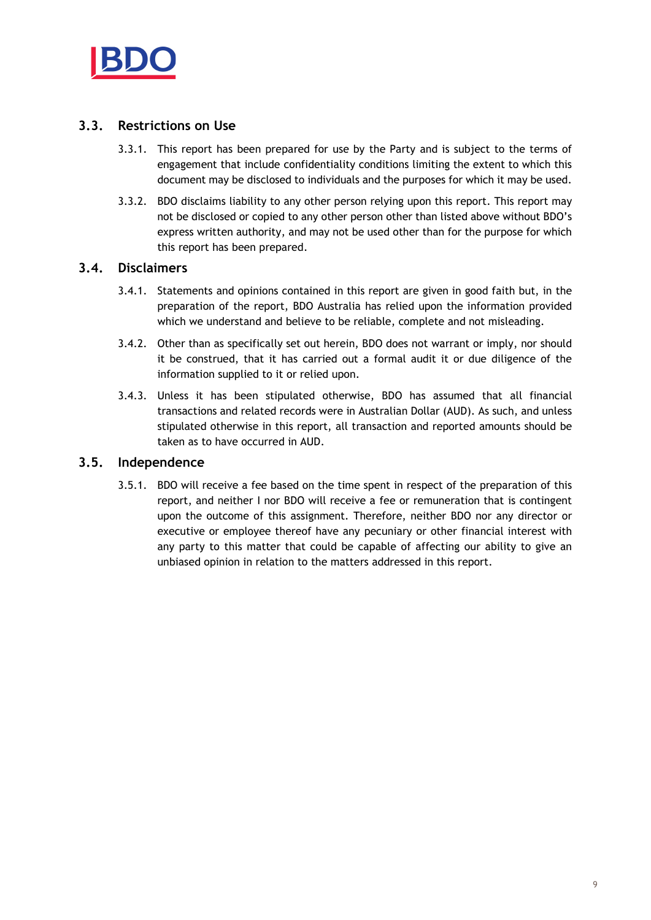## 3.3. Restrictions on Use

3.3.1. This report has been prepared for use by the Party and is subject to the terms of engagement that include confidentiality conditions limiting the extent to which this document may be disclosed to individuals and the purposes for which it may be used.

3.3.2. BDO disclaims liability to any other person relying upon this report. This report may not be disclosed or copied to any other person other than listed above without BDO's express written authority, and may not be used other than for the purpose for which this report has been prepared.

## 3.4. Disclaimers

3.4.1. Statements and opinions contained in this report are given in good faith but, in the preparation of the report, BDO Australia has relied upon the information provided which we understand and believe to be reliable, complete and not misleading.

3.4.2. Other than as specifically set out herein, BDO does not warrant or imply, nor should it be construed, that it has carried out a formal audit it or due diligence of the information supplied to it or relied upon.

3.4.3. Unless it has been stipulated otherwise, BDO has assumed that all financial transactions and related records were in Australian Dollar (AUD). As such, and unless stipulated otherwise in this report, all transaction and reported amounts should be taken as to have occurred in AUD.

## 3.5. Independence

3.5.1. BDO will receive a fee based on the time spent in respect of the preparation of this report, and neither I nor BDO will receive a fee or remuneration that is contingent upon the outcome of this assignment. Therefore, neither BDO nor any director or executive or employee thereof have any pecuniary or other financial interest with any party to this matter that could be capable of affecting our ability to give an unbiased opinion in relation to the matters addressed in this report.